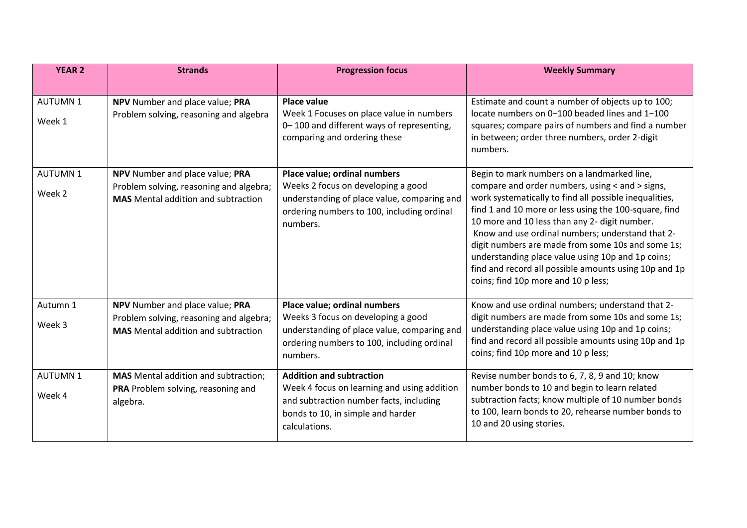| YEAR 2 | Strands | Progression focus | Weekly Summary |
|---|---|---|---|
| AUTUMN 1<br><br>Week 1 | **NPV** Number and place value; **PRA** Problem solving, reasoning and algebra | **Place value**<br>Week 1 Focuses on place value in numbers 0– 100 and different ways of representing, comparing and ordering these | Estimate and count a number of objects up to 100; locate numbers on 0−100 beaded lines and 1−100 squares; compare pairs of numbers and find a number in between; order three numbers, order 2-digit numbers. |
| AUTUMN 1<br><br>Week 2 | **NPV** Number and place value; **PRA** Problem solving, reasoning and algebra; **MAS** Mental addition and subtraction | **Place value; ordinal numbers**<br>Weeks 2 focus on developing a good understanding of place value, comparing and ordering numbers to 100, including ordinal numbers. | Begin to mark numbers on a landmarked line, compare and order numbers, using < and > signs, work systematically to find all possible inequalities, find 1 and 10 more or less using the 100-square, find 10 more and 10 less than any 2- digit number.<br>Know and use ordinal numbers; understand that 2-digit numbers are made from some 10s and some 1s; understanding place value using 10p and 1p coins; find and record all possible amounts using 10p and 1p coins; find 10p more and 10 p less; |
| Autumn 1<br><br>Week 3 | **NPV** Number and place value; **PRA** Problem solving, reasoning and algebra; **MAS** Mental addition and subtraction | **Place value; ordinal numbers**<br>Weeks 3 focus on developing a good understanding of place value, comparing and ordering numbers to 100, including ordinal numbers. | Know and use ordinal numbers; understand that 2-digit numbers are made from some 10s and some 1s; understanding place value using 10p and 1p coins; find and record all possible amounts using 10p and 1p coins; find 10p more and 10 p less; |
| AUTUMN 1<br><br>Week 4 | **MAS** Mental addition and subtraction; **PRA** Problem solving, reasoning and algebra. | **Addition and subtraction**<br>Week 4 focus on learning and using addition and subtraction number facts, including bonds to 10, in simple and harder calculations. | Revise number bonds to 6, 7, 8, 9 and 10; know number bonds to 10 and begin to learn related subtraction facts; know multiple of 10 number bonds to 100, learn bonds to 20, rehearse number bonds to 10 and 20 using stories. |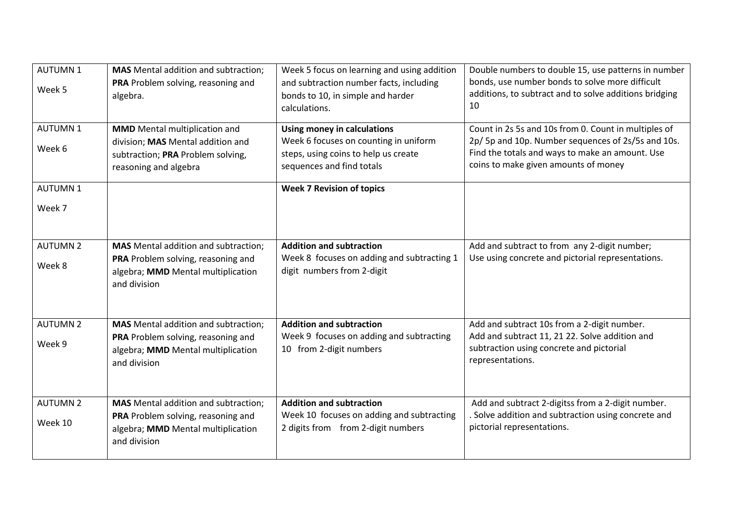| AUTUMN 1<br>Week 5 | **MAS** Mental addition and subtraction; **PRA** Problem solving, reasoning and algebra. | Week 5 focus on learning and using addition and subtraction number facts, including bonds to 10, in simple and harder calculations. | Double numbers to double 15, use patterns in number bonds, use number bonds to solve more difficult additions, to subtract and to solve additions bridging 10 |
|---|---|---|---|
| AUTUMN 1<br>Week 6 | **MMD** Mental multiplication and division; **MAS** Mental addition and subtraction; **PRA** Problem solving, reasoning and algebra | **Using money in calculations**<br>Week 6 focuses on counting in uniform steps, using coins to help us create sequences and find totals | Count in 2s 5s and 10s from 0. Count in multiples of 2p/ 5p and 10p. Number sequences of 2s/5s and 10s. Find the totals and ways to make an amount. Use coins to make given amounts of money |
| AUTUMN 1<br>Week 7 | | **Week 7 Revision of topics** | |
| AUTUMN 2<br>Week 8 | **MAS** Mental addition and subtraction; **PRA** Problem solving, reasoning and algebra; **MMD** Mental multiplication and division | **Addition and subtraction**<br>Week 8 focuses on adding and subtracting 1 digit numbers from 2-digit | Add and subtract to from any 2-digit number;<br>Use using concrete and pictorial representations. |
| AUTUMN 2<br>Week 9 | **MAS** Mental addition and subtraction; **PRA** Problem solving, reasoning and algebra; **MMD** Mental multiplication and division | **Addition and subtraction**<br>Week 9 focuses on adding and subtracting 10 from 2-digit numbers | Add and subtract 10s from a 2-digit number.<br>Add and subtract 11, 21 22. Solve addition and subtraction using concrete and pictorial representations. |
| AUTUMN 2<br>Week 10 | **MAS** Mental addition and subtraction; **PRA** Problem solving, reasoning and algebra; **MMD** Mental multiplication and division | **Addition and subtraction**<br>Week 10 focuses on adding and subtracting 2 digits from from 2-digit numbers | Add and subtract 2-digitss from a 2-digit number.<br>. Solve addition and subtraction using concrete and pictorial representations. |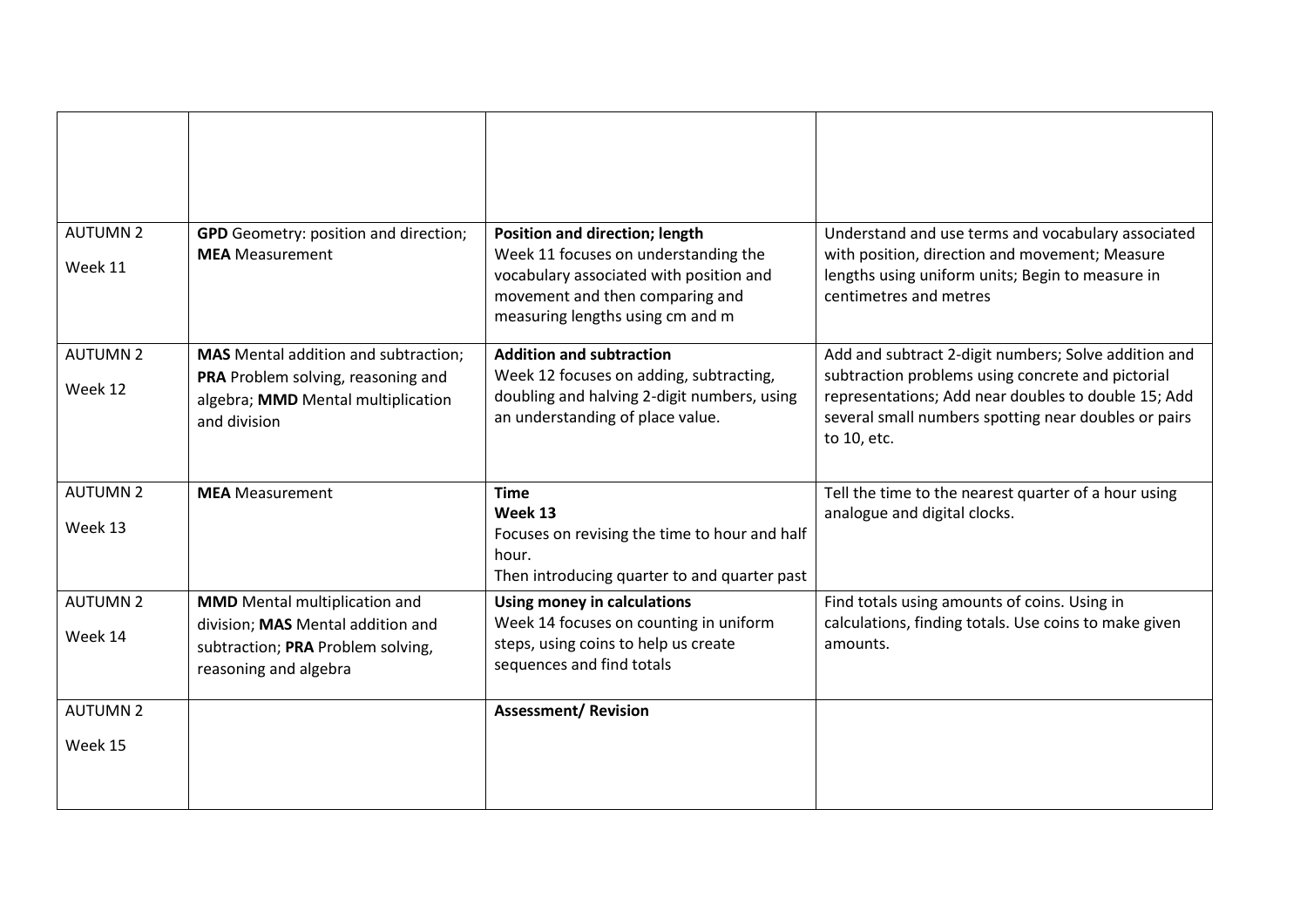| | | | |
|---|---|---|---|
| | | | |
| AUTUMN 2<br>Week 11 | **GPD** Geometry: position and direction; **MEA** Measurement | **Position and direction; length**<br>Week 11 focuses on understanding the vocabulary associated with position and movement and then comparing and measuring lengths using cm and m | Understand and use terms and vocabulary associated with position, direction and movement; Measure lengths using uniform units; Begin to measure in centimetres and metres |
| AUTUMN 2<br>Week 12 | **MAS** Mental addition and subtraction; **PRA** Problem solving, reasoning and algebra; **MMD** Mental multiplication and division | **Addition and subtraction**<br>Week 12 focuses on adding, subtracting, doubling and halving 2-digit numbers, using an understanding of place value. | Add and subtract 2-digit numbers; Solve addition and subtraction problems using concrete and pictorial representations; Add near doubles to double 15; Add several small numbers spotting near doubles or pairs to 10, etc. |
| AUTUMN 2<br>Week 13 | **MEA** Measurement | **Time**<br>**Week 13**<br>Focuses on revising the time to hour and half hour.<br>Then introducing quarter to and quarter past | Tell the time to the nearest quarter of a hour using analogue and digital clocks. |
| AUTUMN 2<br>Week 14 | **MMD** Mental multiplication and division; **MAS** Mental addition and subtraction; **PRA** Problem solving, reasoning and algebra | **Using money in calculations**<br>Week 14 focuses on counting in uniform steps, using coins to help us create sequences and find totals | Find totals using amounts of coins. Using in calculations, finding totals. Use coins to make given amounts. |
| AUTUMN 2<br>Week 15 | | **Assessment/ Revision** | |